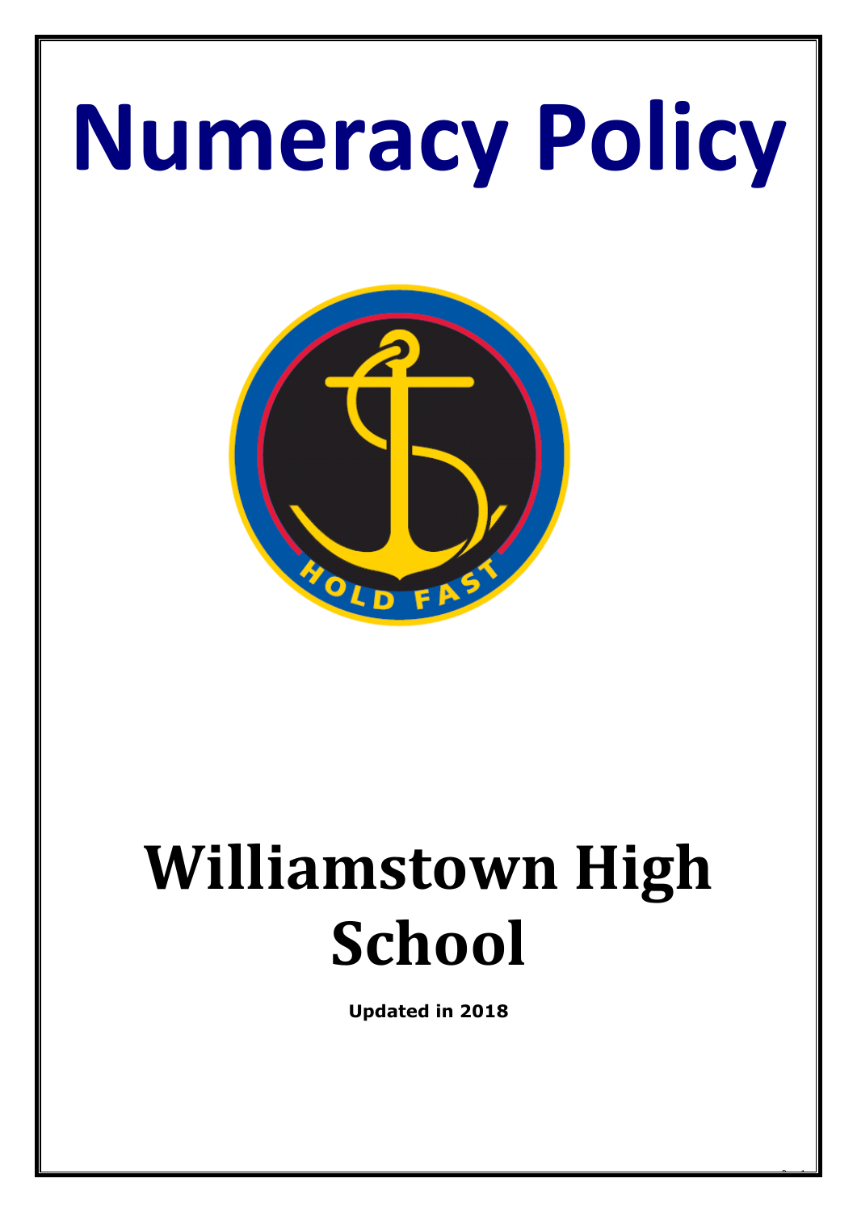# Numeracy Policy

# Williamstown High School

**Updated in 2018**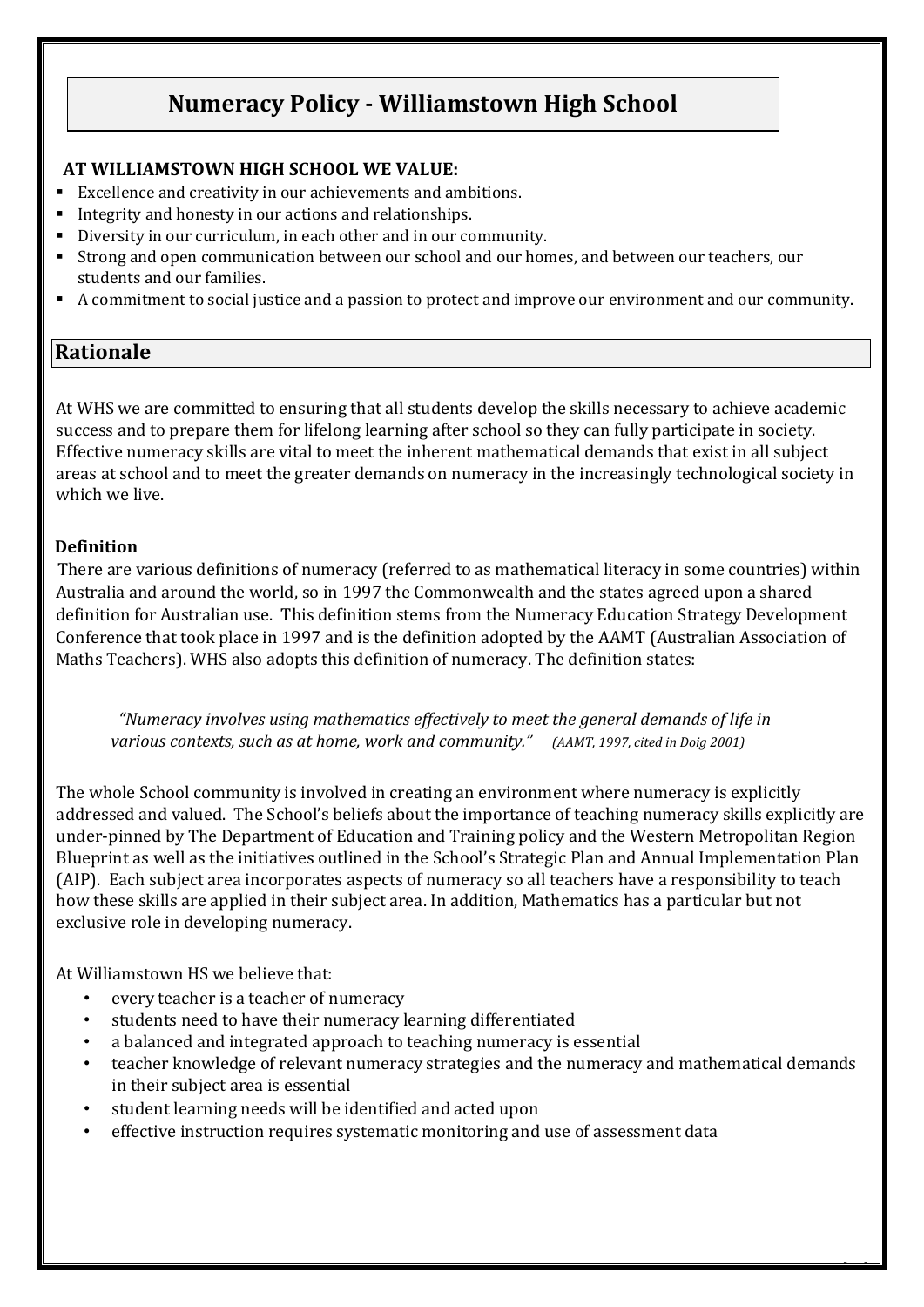# Numeracy Policy - Williamstown High School

**AT WILLIAMSTOWN HIGH SCHOOL WE VALUE:**

- Excellence and creativity in our achievements and ambitions.
- Integrity and honesty in our actions and relationships.
- Diversity in our curriculum, in each other and in our community.
- Strong and open communication between our school and our homes, and between our teachers, our students and our families.
- A commitment to social justice and a passion to protect and improve our environment and our community.

## Rationale

At WHS we are committed to ensuring that all students develop the skills necessary to achieve academic success and to prepare them for lifelong learning after school so they can fully participate in society. Effective numeracy skills are vital to meet the inherent mathematical demands that exist in all subject areas at school and to meet the greater demands on numeracy in the increasingly technological society in which we live.

### Definition

There are various definitions of numeracy (referred to as mathematical literacy in some countries) within Australia and around the world, so in 1997 the Commonwealth and the states agreed upon a shared definition for Australian use. This definition stems from the Numeracy Education Strategy Development Conference that took place in 1997 and is the definition adopted by the AAMT (Australian Association of Maths Teachers). WHS also adopts this definition of numeracy. The definition states:

> *"Numeracy involves using mathematics effectively to meet the general demands of life in various contexts, such as at home, work and community."* *(AAMT, 1997, cited in Doig 2001)*

The whole School community is involved in creating an environment where numeracy is explicitly addressed and valued. The School's beliefs about the importance of teaching numeracy skills explicitly are under-pinned by The Department of Education and Training policy and the Western Metropolitan Region Blueprint as well as the initiatives outlined in the School's Strategic Plan and Annual Implementation Plan (AIP). Each subject area incorporates aspects of numeracy so all teachers have a responsibility to teach how these skills are applied in their subject area. In addition, Mathematics has a particular but not exclusive role in developing numeracy.

At Williamstown HS we believe that:

- every teacher is a teacher of numeracy
- students need to have their numeracy learning differentiated
- a balanced and integrated approach to teaching numeracy is essential
- teacher knowledge of relevant numeracy strategies and the numeracy and mathematical demands in their subject area is essential
- student learning needs will be identified and acted upon
- effective instruction requires systematic monitoring and use of assessment data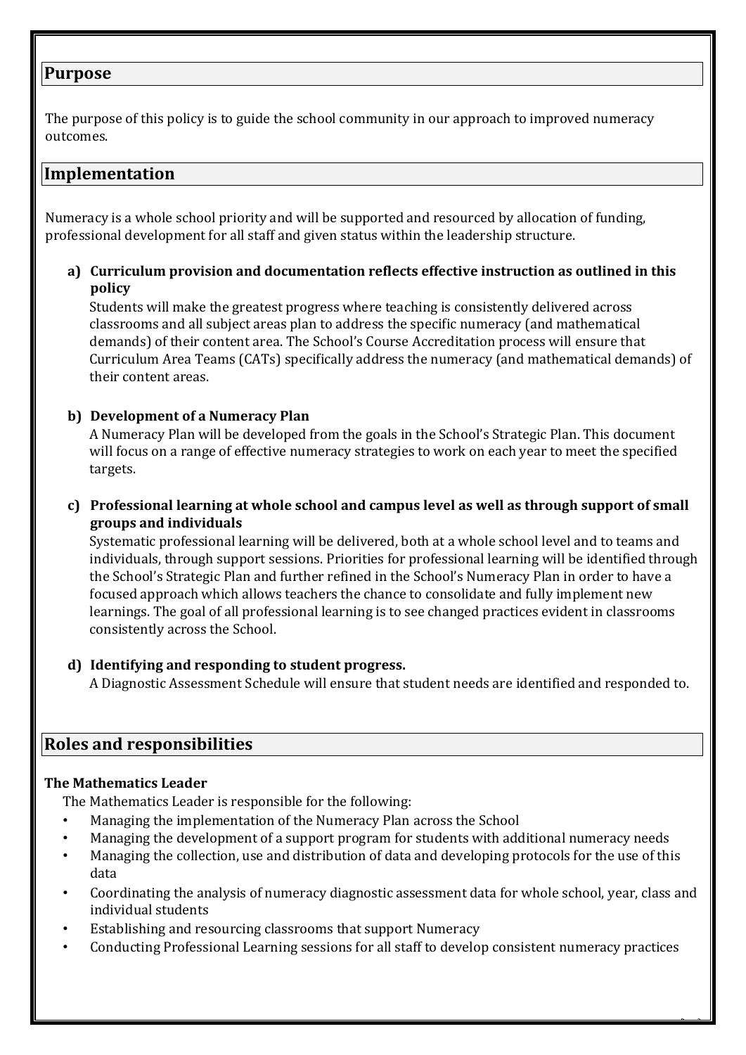## Purpose

The purpose of this policy is to guide the school community in our approach to improved numeracy outcomes.

## Implementation

Numeracy is a whole school priority and will be supported and resourced by allocation of funding, professional development for all staff and given status within the leadership structure.

**a) Curriculum provision and documentation reflects effective instruction as outlined in this policy**

Students will make the greatest progress where teaching is consistently delivered across classrooms and all subject areas plan to address the specific numeracy (and mathematical demands) of their content area. The School's Course Accreditation process will ensure that Curriculum Area Teams (CATs) specifically address the numeracy (and mathematical demands) of their content areas.

**b) Development of a Numeracy Plan**

A Numeracy Plan will be developed from the goals in the School's Strategic Plan. This document will focus on a range of effective numeracy strategies to work on each year to meet the specified targets.

**c) Professional learning at whole school and campus level as well as through support of small groups and individuals**

Systematic professional learning will be delivered, both at a whole school level and to teams and individuals, through support sessions. Priorities for professional learning will be identified through the School's Strategic Plan and further refined in the School's Numeracy Plan in order to have a focused approach which allows teachers the chance to consolidate and fully implement new learnings. The goal of all professional learning is to see changed practices evident in classrooms consistently across the School.

**d) Identifying and responding to student progress.**

A Diagnostic Assessment Schedule will ensure that student needs are identified and responded to.

## Roles and responsibilities

**The Mathematics Leader**

The Mathematics Leader is responsible for the following:

- Managing the implementation of the Numeracy Plan across the School
- Managing the development of a support program for students with additional numeracy needs
- Managing the collection, use and distribution of data and developing protocols for the use of this data
- Coordinating the analysis of numeracy diagnostic assessment data for whole school, year, class and individual students
- Establishing and resourcing classrooms that support Numeracy
- Conducting Professional Learning sessions for all staff to develop consistent numeracy practices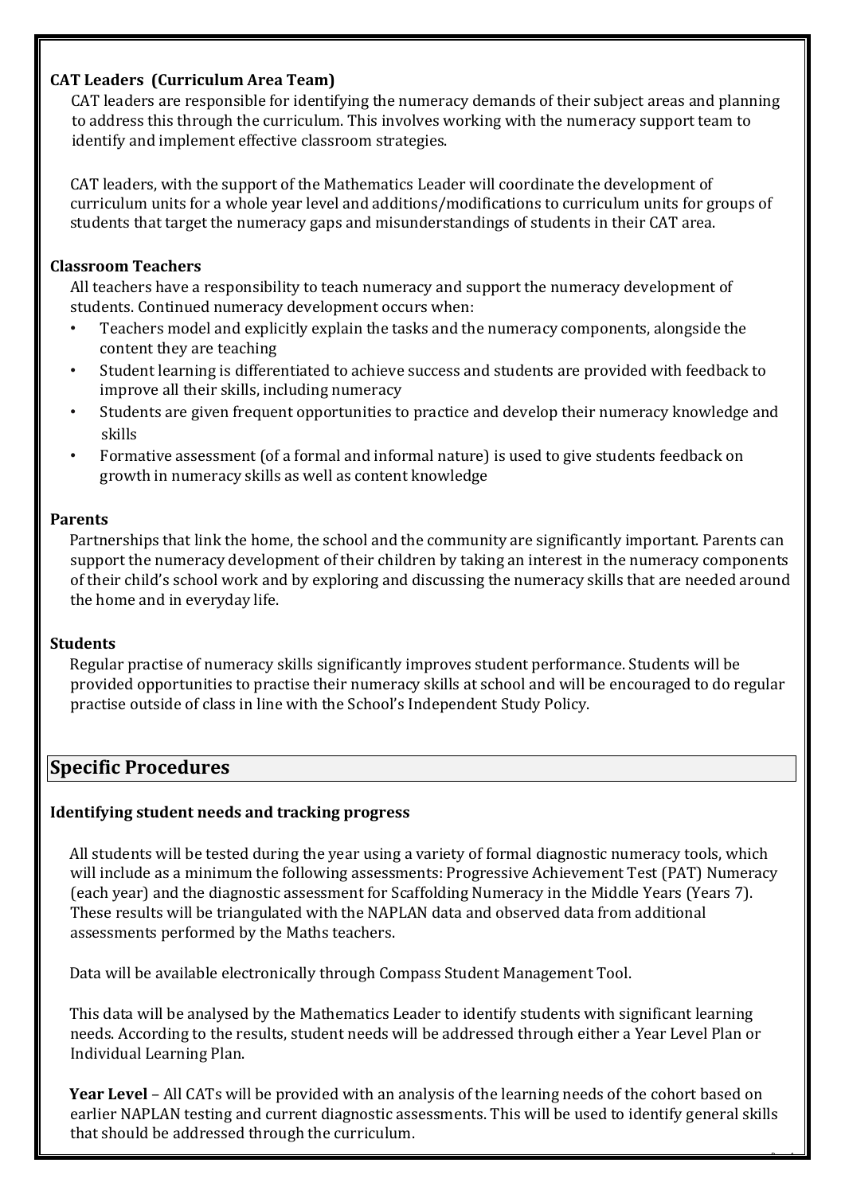**CAT Leaders (Curriculum Area Team)**

CAT leaders are responsible for identifying the numeracy demands of their subject areas and planning to address this through the curriculum. This involves working with the numeracy support team to identify and implement effective classroom strategies.

CAT leaders, with the support of the Mathematics Leader will coordinate the development of curriculum units for a whole year level and additions/modifications to curriculum units for groups of students that target the numeracy gaps and misunderstandings of students in their CAT area.

**Classroom Teachers**

All teachers have a responsibility to teach numeracy and support the numeracy development of students. Continued numeracy development occurs when:

- Teachers model and explicitly explain the tasks and the numeracy components, alongside the content they are teaching
- Student learning is differentiated to achieve success and students are provided with feedback to improve all their skills, including numeracy
- Students are given frequent opportunities to practice and develop their numeracy knowledge and skills
- Formative assessment (of a formal and informal nature) is used to give students feedback on growth in numeracy skills as well as content knowledge

**Parents**

Partnerships that link the home, the school and the community are significantly important. Parents can support the numeracy development of their children by taking an interest in the numeracy components of their child's school work and by exploring and discussing the numeracy skills that are needed around the home and in everyday life.

**Students**

Regular practise of numeracy skills significantly improves student performance. Students will be provided opportunities to practise their numeracy skills at school and will be encouraged to do regular practise outside of class in line with the School's Independent Study Policy.

## Specific Procedures

**Identifying student needs and tracking progress**

All students will be tested during the year using a variety of formal diagnostic numeracy tools, which will include as a minimum the following assessments: Progressive Achievement Test (PAT) Numeracy (each year) and the diagnostic assessment for Scaffolding Numeracy in the Middle Years (Years 7). These results will be triangulated with the NAPLAN data and observed data from additional assessments performed by the Maths teachers.

Data will be available electronically through Compass Student Management Tool.

This data will be analysed by the Mathematics Leader to identify students with significant learning needs. According to the results, student needs will be addressed through either a Year Level Plan or Individual Learning Plan.

**Year Level** – All CATs will be provided with an analysis of the learning needs of the cohort based on earlier NAPLAN testing and current diagnostic assessments. This will be used to identify general skills that should be addressed through the curriculum.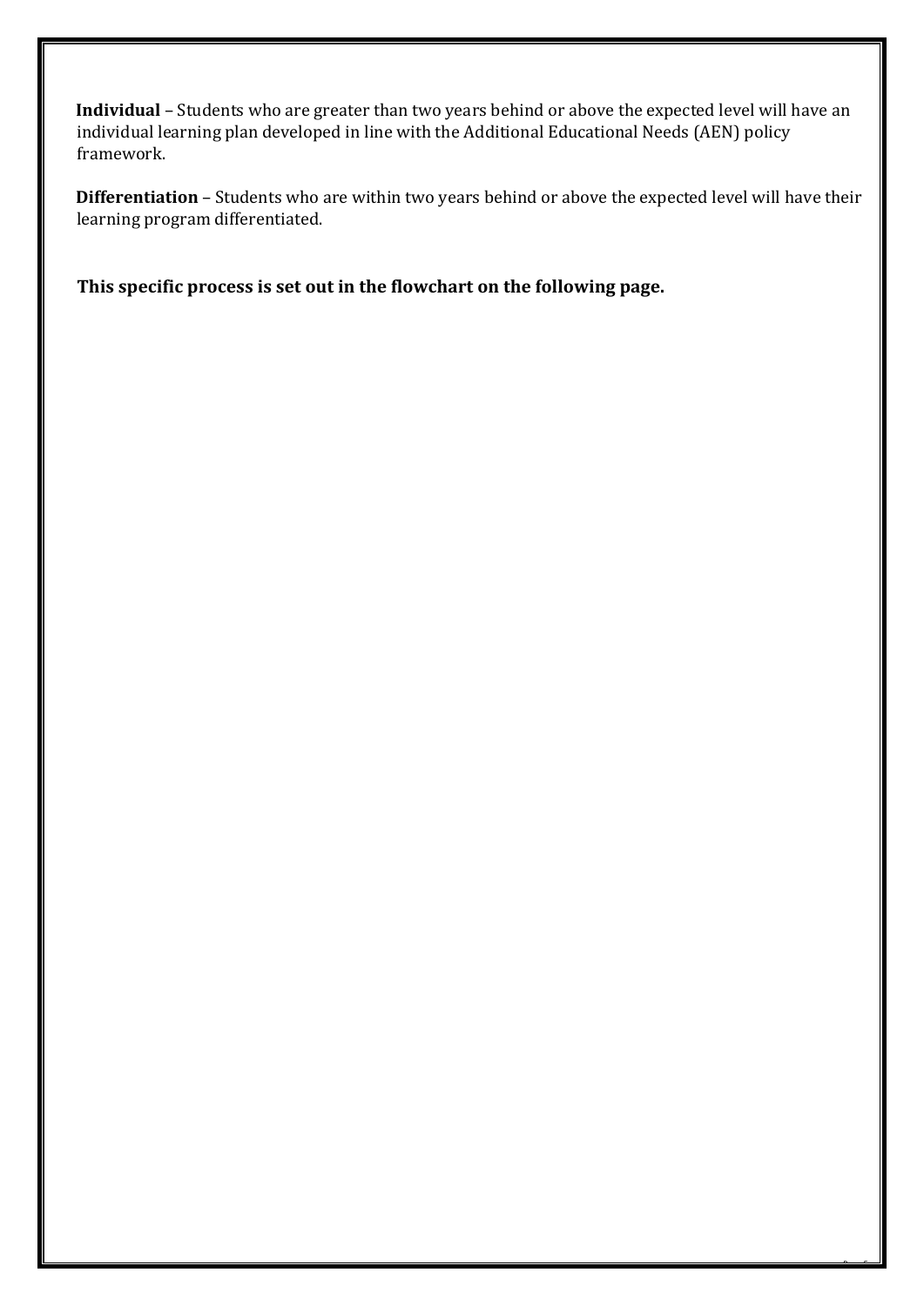**Individual** – Students who are greater than two years behind or above the expected level will have an individual learning plan developed in line with the Additional Educational Needs (AEN) policy framework.

**Differentiation** – Students who are within two years behind or above the expected level will have their learning program differentiated.

**This specific process is set out in the flowchart on the following page.**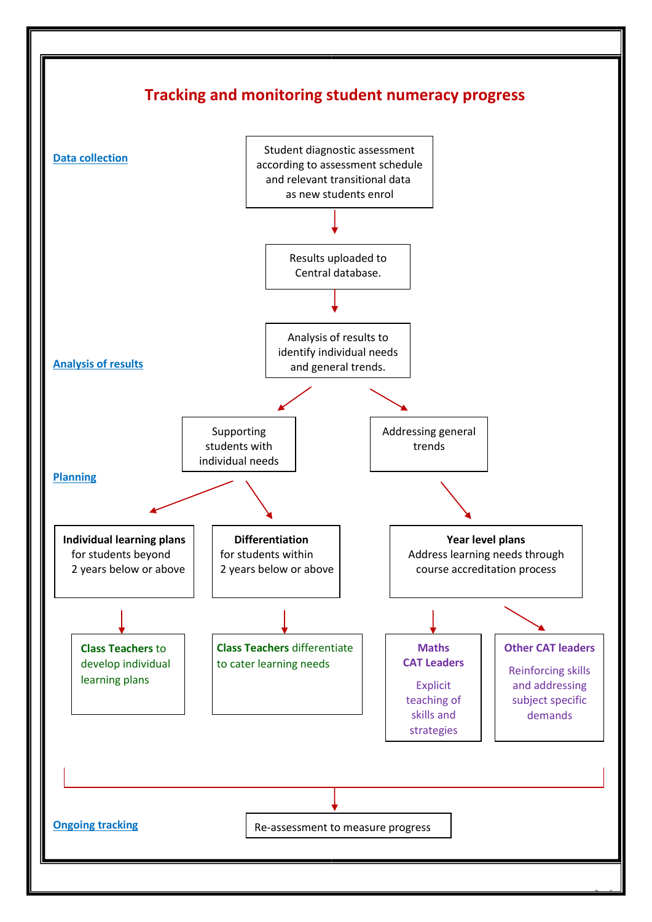# Tracking and monitoring student numeracy progress

**Data collection**

Student diagnostic assessment according to assessment schedule and relevant transitional data as new students enrol

↓

Results uploaded to Central database.

↓

**Analysis of results**

Analysis of results to identify individual needs and general trends.

↓

**Planning**

- Supporting students with individual needs
  - **Individual learning plans** for students beyond 2 years below or above
    - **Class Teachers** to develop individual learning plans
  - **Differentiation** for students within 2 years below or above
    - **Class Teachers** differentiate to cater learning needs
- Addressing general trends
  - **Year level plans** Address learning needs through course accreditation process
    - **Maths CAT Leaders** Explicit teaching of skills and strategies
    - **Other CAT leaders** Reinforcing skills and addressing subject specific demands

↓

**Ongoing tracking**

Re-assessment to measure progress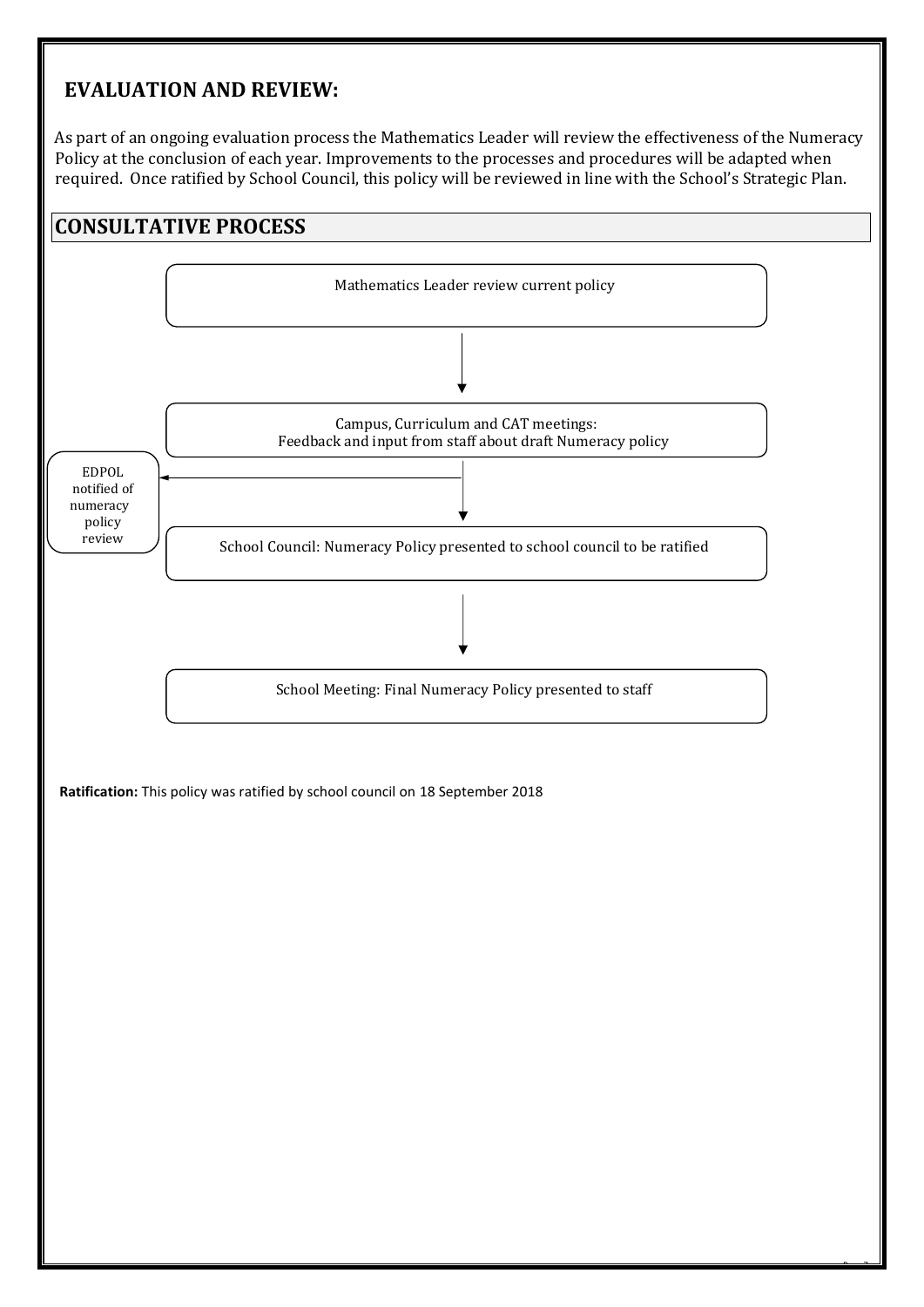## EVALUATION AND REVIEW:

As part of an ongoing evaluation process the Mathematics Leader will review the effectiveness of the Numeracy Policy at the conclusion of each year. Improvements to the processes and procedures will be adapted when required. Once ratified by School Council, this policy will be reviewed in line with the School's Strategic Plan.

## CONSULTATIVE PROCESS

Mathematics Leader review current policy

Campus, Curriculum and CAT meetings:
Feedback and input from staff about draft Numeracy policy

EDPOL notified of numeracy policy review

School Council: Numeracy Policy presented to school council to be ratified

School Meeting: Final Numeracy Policy presented to staff

**Ratification:** This policy was ratified by school council on 18 September 2018